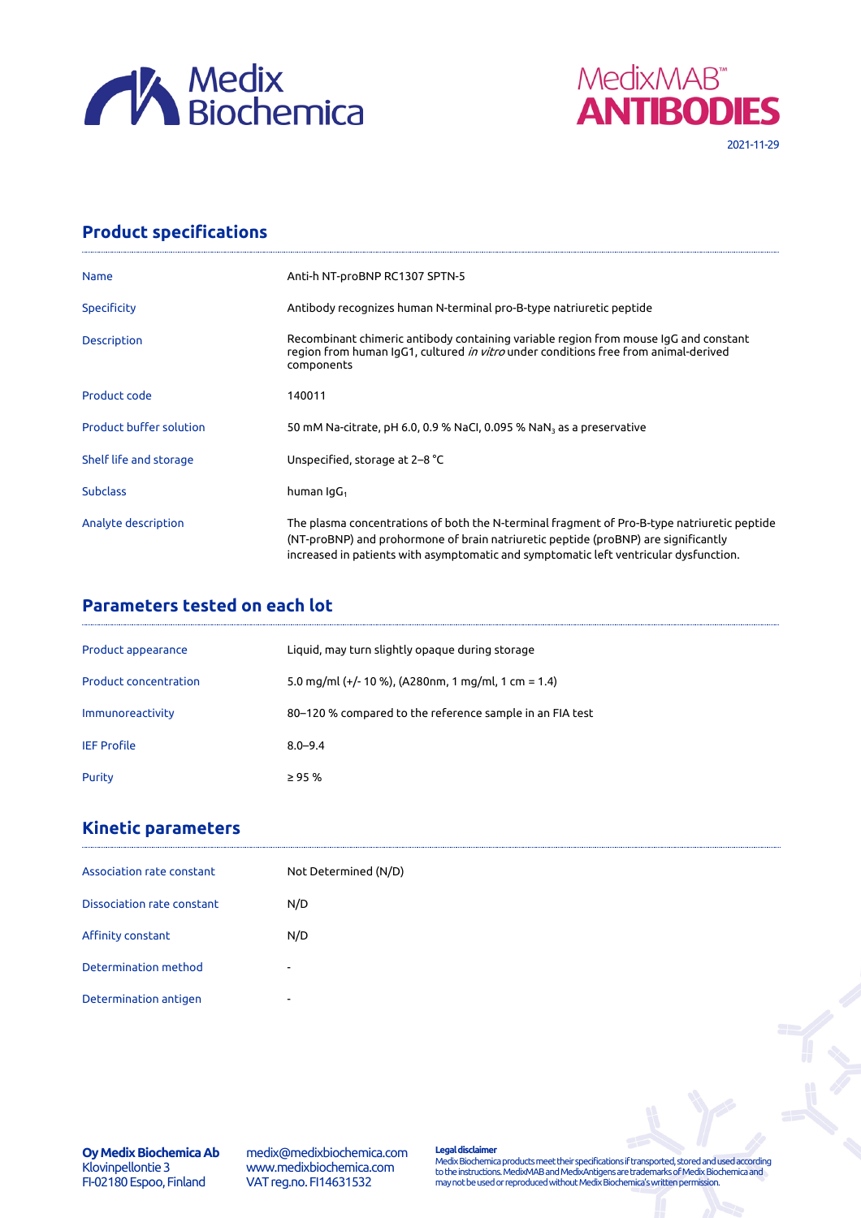Medix Biochemica

MedixMAB™ ANTIBODIES

2021-11-29

## Product specifications

| | |
|---|---|
| Name | Anti-h NT-proBNP RC1307 SPTN-5 |
| Specificity | Antibody recognizes human N-terminal pro-B-type natriuretic peptide |
| Description | Recombinant chimeric antibody containing variable region from mouse IgG and constant region from human IgG1, cultured *in vitro* under conditions free from animal-derived components |
| Product code | 140011 |
| Product buffer solution | 50 mM Na-citrate, pH 6.0, 0.9 % NaCl, 0.095 % $NaN_3$ as a preservative |
| Shelf life and storage | Unspecified, storage at 2–8 °C |
| Subclass | human $IgG_1$ |
| Analyte description | The plasma concentrations of both the N-terminal fragment of Pro-B-type natriuretic peptide (NT-proBNP) and prohormone of brain natriuretic peptide (proBNP) are significantly increased in patients with asymptomatic and symptomatic left ventricular dysfunction. |

## Parameters tested on each lot

| | |
|---|---|
| Product appearance | Liquid, may turn slightly opaque during storage |
| Product concentration | 5.0 mg/ml (+/- 10 %), (A280nm, 1 mg/ml, 1 cm = 1.4) |
| Immunoreactivity | 80–120 % compared to the reference sample in an FIA test |
| IEF Profile | 8.0–9.4 |
| Purity | ≥ 95 % |

## Kinetic parameters

| | |
|---|---|
| Association rate constant | Not Determined (N/D) |
| Dissociation rate constant | N/D |
| Affinity constant | N/D |
| Determination method | - |
| Determination antigen | - |

**Oy Medix Biochemica Ab**
Klovinpellontie 3
FI-02180 Espoo, Finland

medix@medixbiochemica.com
www.medixbiochemica.com
VAT reg.no. FI14631532

**Legal disclaimer**
Medix Biochemica products meet their specifications if transported, stored and used according to the instructions. MedixMAB and MedixAntigens are trademarks of Medix Biochemica and may not be used or reproduced without Medix Biochemica's written permission.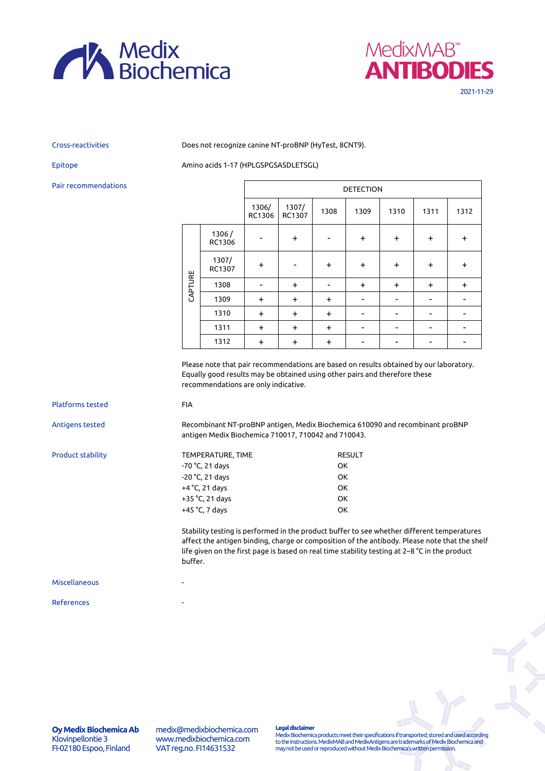2021-11-29

| | |
|---|---|
| Cross-reactivities | Does not recognize canine NT-proBNP (HyTest, 8CNT9). |
| Epitope | Amino acids 1-17 (HPLGSPGSASDLETSGL) |

Pair recommendations

| | | DETECTION | | | | | | |
|---|---|---|---|---|---|---|---|---|
| | | 1306/ RC1306 | 1307/ RC1307 | 1308 | 1309 | 1310 | 1311 | 1312 |
| CAPTURE | 1306 / RC1306 | - | + | - | + | + | + | + |
| | 1307/ RC1307 | + | - | + | + | + | + | + |
| | 1308 | - | + | - | + | + | + | + |
| | 1309 | + | + | + | - | - | - | - |
| | 1310 | + | + | + | - | - | - | - |
| | 1311 | + | + | + | - | - | - | - |
| | 1312 | + | + | + | - | - | - | - |

Please note that pair recommendations are based on results obtained by our laboratory. Equally good results may be obtained using other pairs and therefore these recommendations are only indicative.

| | |
|---|---|
| Platforms tested | FIA |
| Antigens tested | Recombinant NT-proBNP antigen, Medix Biochemica 610090 and recombinant proBNP antigen Medix Biochemica 710017, 710042 and 710043. |

Product stability

| TEMPERATURE, TIME | RESULT |
|---|---|
| -70 °C, 21 days | OK |
| -20 °C, 21 days | OK |
| +4 °C, 21 days | OK |
| +35 °C, 21 days | OK |
| +45 °C, 7 days | OK |

Stability testing is performed in the product buffer to see whether different temperatures affect the antigen binding, charge or composition of the antibody. Please note that the shelf life given on the first page is based on real time stability testing at 2–8 °C in the product buffer.

| | |
|---|---|
| Miscellaneous | - |
| References | - |

**Oy Medix Biochemica Ab**
Klovinpellontie 3
FI-02180 Espoo, Finland

medix@medixbiochemica.com
www.medixbiochemica.com
VAT reg.no. FI14631532

**Legal disclaimer**
Medix Biochemica products meet their specifications if transported, stored and used according to the instructions. MedixMAB and MedixAntigens are trademarks of Medix Biochemica and may not be used or reproduced without Medix Biochemica's written permission.